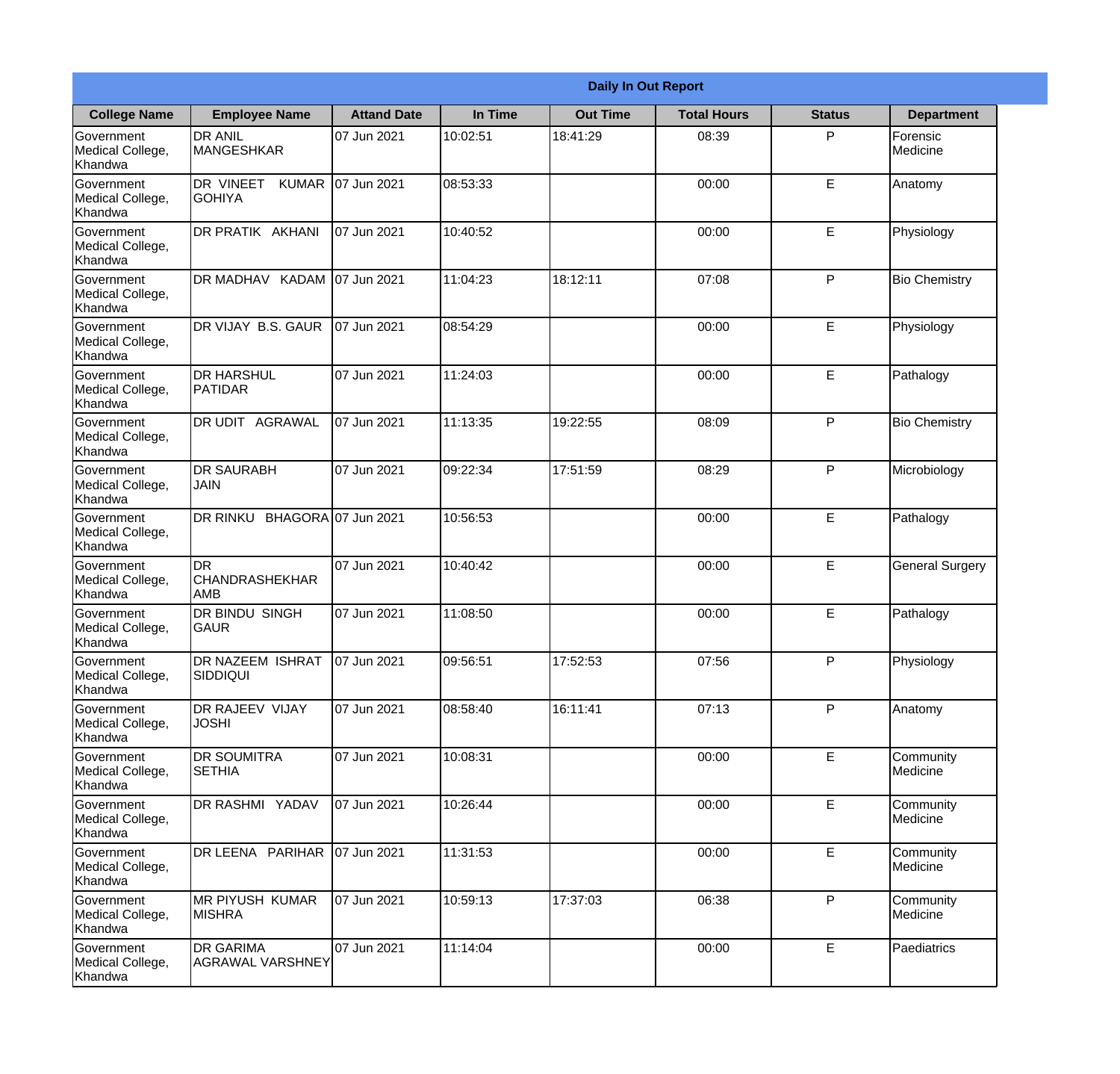| Daily In Out Report | | | | | | | |
|---|---|---|---|---|---|---|---|
| **College Name** | **Employee Name** | **Attand Date** | **In Time** | **Out Time** | **Total Hours** | **Status** | **Department** |
| Government Medical College, Khandwa | DR ANIL MANGESHKAR | 07 Jun 2021 | 10:02:51 | 18:41:29 | 08:39 | P | Forensic Medicine |
| Government Medical College, Khandwa | DR VINEET KUMAR GOHIYA | 07 Jun 2021 | 08:53:33 | | 00:00 | E | Anatomy |
| Government Medical College, Khandwa | DR PRATIK AKHANI | 07 Jun 2021 | 10:40:52 | | 00:00 | E | Physiology |
| Government Medical College, Khandwa | DR MADHAV KADAM | 07 Jun 2021 | 11:04:23 | 18:12:11 | 07:08 | P | Bio Chemistry |
| Government Medical College, Khandwa | DR VIJAY B.S. GAUR | 07 Jun 2021 | 08:54:29 | | 00:00 | E | Physiology |
| Government Medical College, Khandwa | DR HARSHUL PATIDAR | 07 Jun 2021 | 11:24:03 | | 00:00 | E | Pathalogy |
| Government Medical College, Khandwa | DR UDIT AGRAWAL | 07 Jun 2021 | 11:13:35 | 19:22:55 | 08:09 | P | Bio Chemistry |
| Government Medical College, Khandwa | DR SAURABH JAIN | 07 Jun 2021 | 09:22:34 | 17:51:59 | 08:29 | P | Microbiology |
| Government Medical College, Khandwa | DR RINKU BHAGORA | 07 Jun 2021 | 10:56:53 | | 00:00 | E | Pathalogy |
| Government Medical College, Khandwa | DR CHANDRASHEKHAR AMB | 07 Jun 2021 | 10:40:42 | | 00:00 | E | General Surgery |
| Government Medical College, Khandwa | DR BINDU SINGH GAUR | 07 Jun 2021 | 11:08:50 | | 00:00 | E | Pathalogy |
| Government Medical College, Khandwa | DR NAZEEM ISHRAT SIDDIQUI | 07 Jun 2021 | 09:56:51 | 17:52:53 | 07:56 | P | Physiology |
| Government Medical College, Khandwa | DR RAJEEV VIJAY JOSHI | 07 Jun 2021 | 08:58:40 | 16:11:41 | 07:13 | P | Anatomy |
| Government Medical College, Khandwa | DR SOUMITRA SETHIA | 07 Jun 2021 | 10:08:31 | | 00:00 | E | Community Medicine |
| Government Medical College, Khandwa | DR RASHMI YADAV | 07 Jun 2021 | 10:26:44 | | 00:00 | E | Community Medicine |
| Government Medical College, Khandwa | DR LEENA PARIHAR | 07 Jun 2021 | 11:31:53 | | 00:00 | E | Community Medicine |
| Government Medical College, Khandwa | MR PIYUSH KUMAR MISHRA | 07 Jun 2021 | 10:59:13 | 17:37:03 | 06:38 | P | Community Medicine |
| Government Medical College, Khandwa | DR GARIMA AGRAWAL VARSHNEY | 07 Jun 2021 | 11:14:04 | | 00:00 | E | Paediatrics |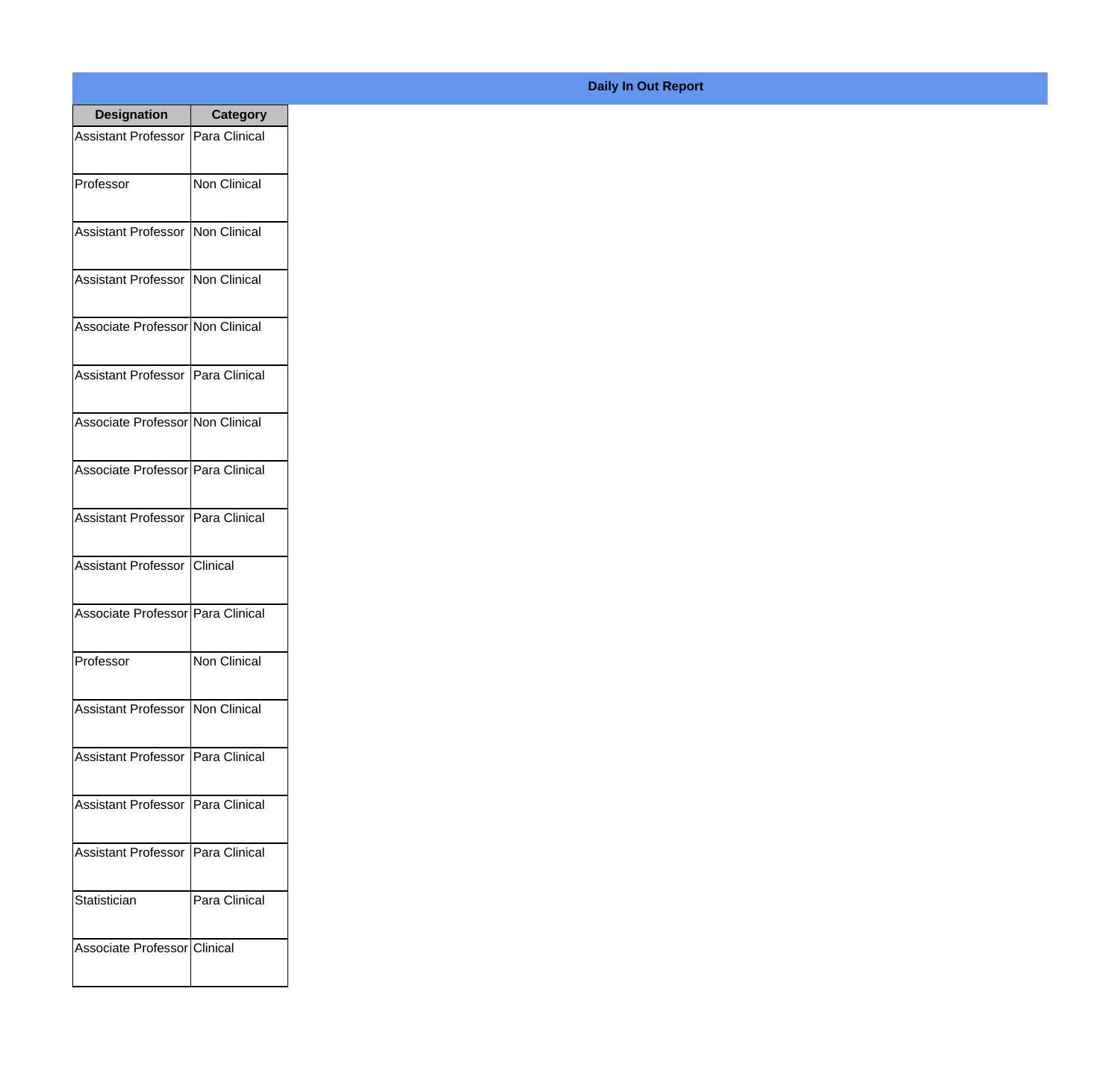**Daily In Out Report**

| Designation | Category |
|---|---|
| Assistant Professor | Para Clinical |
| Professor | Non Clinical |
| Assistant Professor | Non Clinical |
| Assistant Professor | Non Clinical |
| Associate Professor | Non Clinical |
| Assistant Professor | Para Clinical |
| Associate Professor | Non Clinical |
| Associate Professor | Para Clinical |
| Assistant Professor | Para Clinical |
| Assistant Professor | Clinical |
| Associate Professor | Para Clinical |
| Professor | Non Clinical |
| Assistant Professor | Non Clinical |
| Assistant Professor | Para Clinical |
| Assistant Professor | Para Clinical |
| Assistant Professor | Para Clinical |
| Statistician | Para Clinical |
| Associate Professor | Clinical |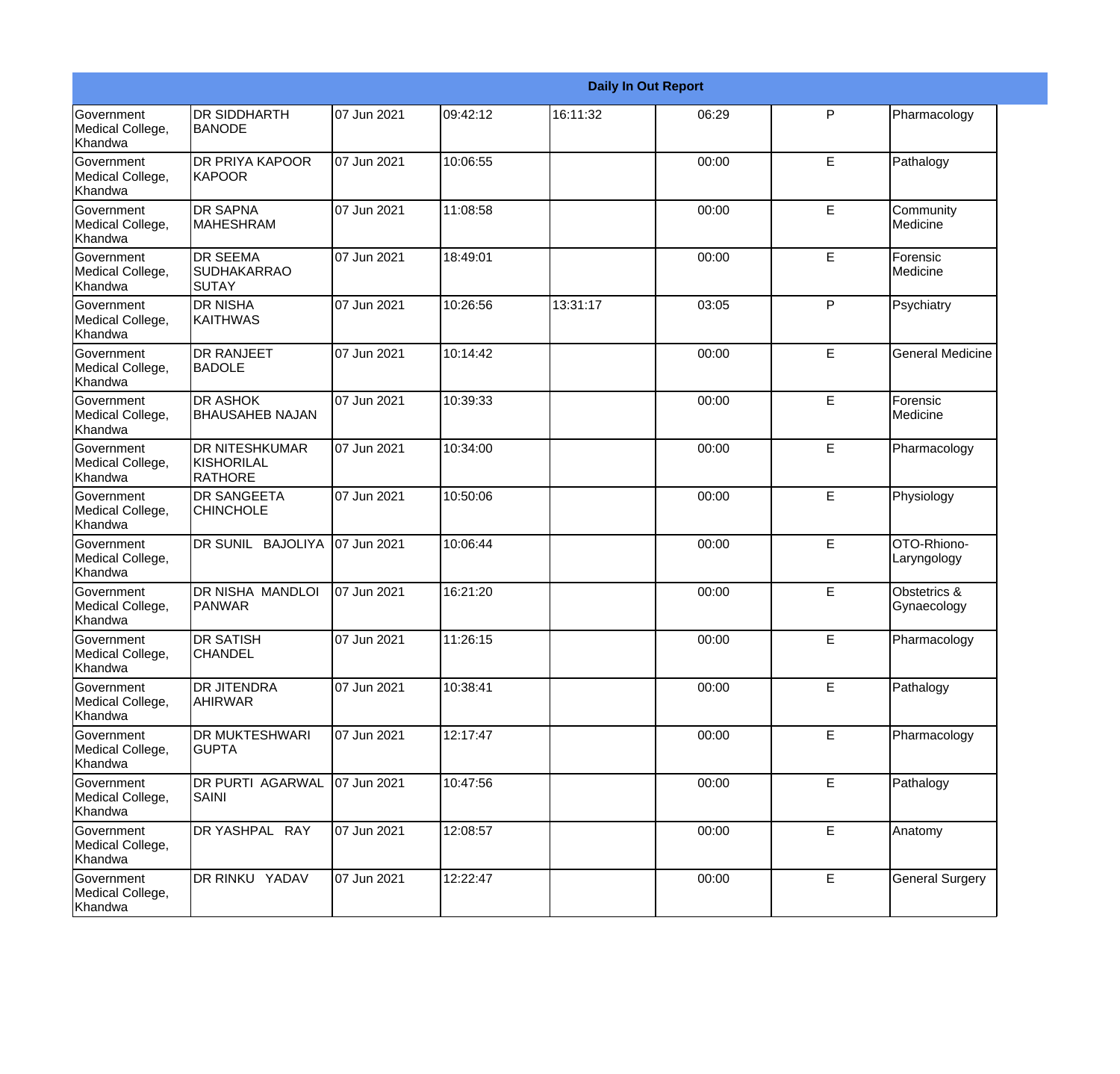| Daily In Out Report | | | | | | | |
|---|---|---|---|---|---|---|---|
| Government Medical College, Khandwa | DR SIDDHARTH BANODE | 07 Jun 2021 | 09:42:12 | 16:11:32 | 06:29 | P | Pharmacology |
| Government Medical College, Khandwa | DR PRIYA KAPOOR KAPOOR | 07 Jun 2021 | 10:06:55 | | 00:00 | E | Pathalogy |
| Government Medical College, Khandwa | DR SAPNA MAHESHRAM | 07 Jun 2021 | 11:08:58 | | 00:00 | E | Community Medicine |
| Government Medical College, Khandwa | DR SEEMA SUDHAKARRAO SUTAY | 07 Jun 2021 | 18:49:01 | | 00:00 | E | Forensic Medicine |
| Government Medical College, Khandwa | DR NISHA KAITHWAS | 07 Jun 2021 | 10:26:56 | 13:31:17 | 03:05 | P | Psychiatry |
| Government Medical College, Khandwa | DR RANJEET BADOLE | 07 Jun 2021 | 10:14:42 | | 00:00 | E | General Medicine |
| Government Medical College, Khandwa | DR ASHOK BHAUSAHEB NAJAN | 07 Jun 2021 | 10:39:33 | | 00:00 | E | Forensic Medicine |
| Government Medical College, Khandwa | DR NITESHKUMAR KISHORILAL RATHORE | 07 Jun 2021 | 10:34:00 | | 00:00 | E | Pharmacology |
| Government Medical College, Khandwa | DR SANGEETA CHINCHOLE | 07 Jun 2021 | 10:50:06 | | 00:00 | E | Physiology |
| Government Medical College, Khandwa | DR SUNIL BAJOLIYA | 07 Jun 2021 | 10:06:44 | | 00:00 | E | OTO-Rhiono-Laryngology |
| Government Medical College, Khandwa | DR NISHA MANDLOI PANWAR | 07 Jun 2021 | 16:21:20 | | 00:00 | E | Obstetrics & Gynaecology |
| Government Medical College, Khandwa | DR SATISH CHANDEL | 07 Jun 2021 | 11:26:15 | | 00:00 | E | Pharmacology |
| Government Medical College, Khandwa | DR JITENDRA AHIRWAR | 07 Jun 2021 | 10:38:41 | | 00:00 | E | Pathalogy |
| Government Medical College, Khandwa | DR MUKTESHWARI GUPTA | 07 Jun 2021 | 12:17:47 | | 00:00 | E | Pharmacology |
| Government Medical College, Khandwa | DR PURTI AGARWAL SAINI | 07 Jun 2021 | 10:47:56 | | 00:00 | E | Pathalogy |
| Government Medical College, Khandwa | DR YASHPAL RAY | 07 Jun 2021 | 12:08:57 | | 00:00 | E | Anatomy |
| Government Medical College, Khandwa | DR RINKU YADAV | 07 Jun 2021 | 12:22:47 | | 00:00 | E | General Surgery |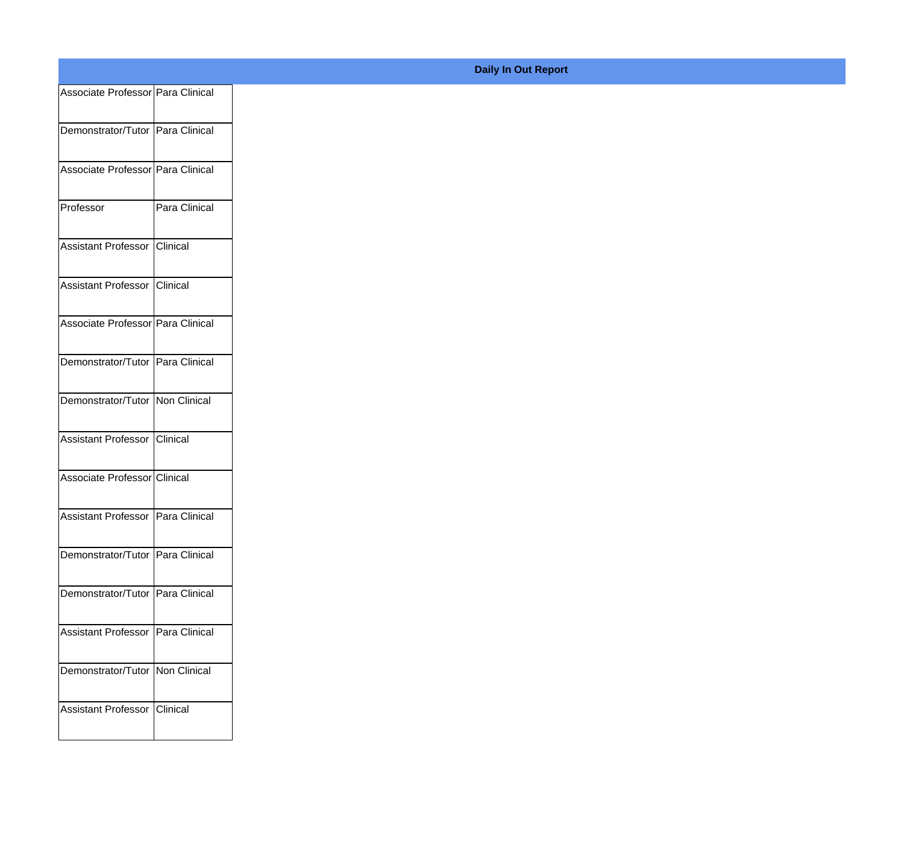**Daily In Out Report**

| | |
|---|---|
| Associate Professor | Para Clinical |
| Demonstrator/Tutor | Para Clinical |
| Associate Professor | Para Clinical |
| Professor | Para Clinical |
| Assistant Professor | Clinical |
| Assistant Professor | Clinical |
| Associate Professor | Para Clinical |
| Demonstrator/Tutor | Para Clinical |
| Demonstrator/Tutor | Non Clinical |
| Assistant Professor | Clinical |
| Associate Professor | Clinical |
| Assistant Professor | Para Clinical |
| Demonstrator/Tutor | Para Clinical |
| Demonstrator/Tutor | Para Clinical |
| Assistant Professor | Para Clinical |
| Demonstrator/Tutor | Non Clinical |
| Assistant Professor | Clinical |